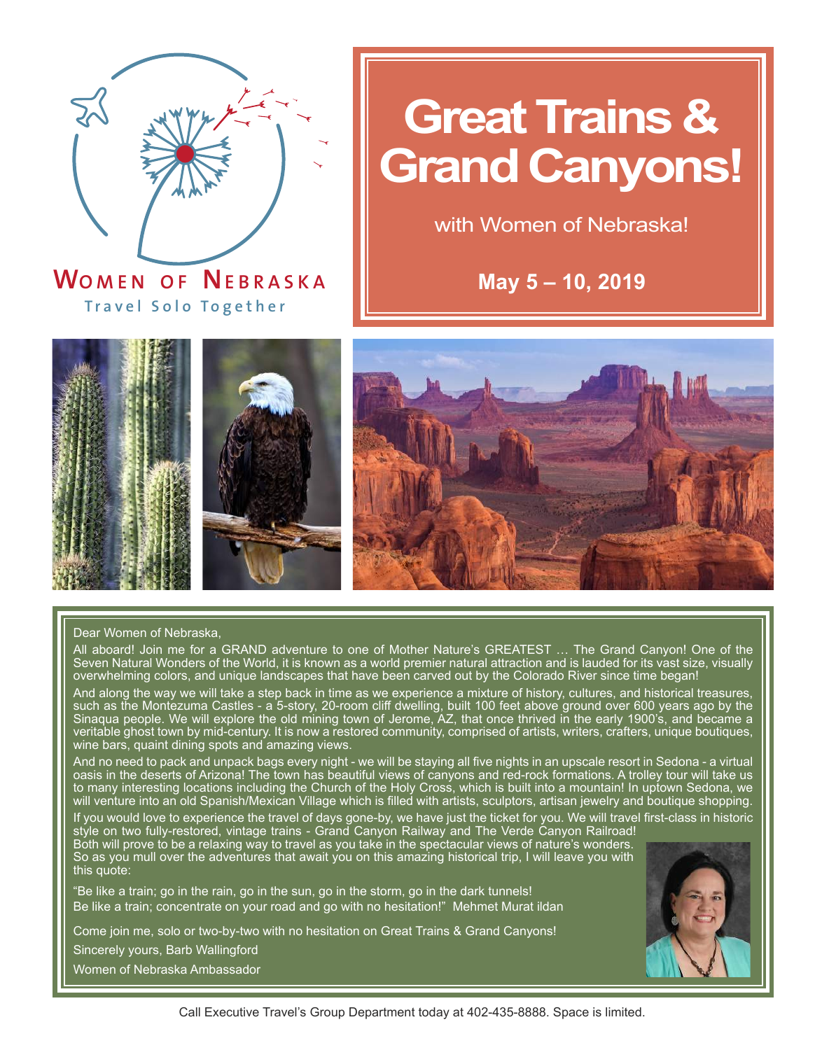**Women of Nebraska**

Travel Solo Together

# Great Trains & Grand Canyons!

with Women of Nebraska!

**May 5 – 10, 2019**

Dear Women of Nebraska,

All aboard! Join me for a GRAND adventure to one of Mother Nature's GREATEST … The Grand Canyon! One of the Seven Natural Wonders of the World, it is known as a world premier natural attraction and is lauded for its vast size, visually overwhelming colors, and unique landscapes that have been carved out by the Colorado River since time began!

And along the way we will take a step back in time as we experience a mixture of history, cultures, and historical treasures, such as the Montezuma Castles - a 5-story, 20-room cliff dwelling, built 100 feet above ground over 600 years ago by the Sinaqua people. We will explore the old mining town of Jerome, AZ, that once thrived in the early 1900's, and became a veritable ghost town by mid-century. It is now a restored community, comprised of artists, writers, crafters, unique boutiques, wine bars, quaint dining spots and amazing views.

And no need to pack and unpack bags every night - we will be staying all five nights in an upscale resort in Sedona - a virtual oasis in the deserts of Arizona! The town has beautiful views of canyons and red-rock formations. A trolley tour will take us to many interesting locations including the Church of the Holy Cross, which is built into a mountain! In uptown Sedona, we will venture into an old Spanish/Mexican Village which is filled with artists, sculptors, artisan jewelry and boutique shopping.

If you would love to experience the travel of days gone-by, we have just the ticket for you. We will travel first-class in historic style on two fully-restored, vintage trains - Grand Canyon Railway and The Verde Canyon Railroad! Both will prove to be a relaxing way to travel as you take in the spectacular views of nature's wonders. So as you mull over the adventures that await you on this amazing historical trip, I will leave you with this quote:

"Be like a train; go in the rain, go in the sun, go in the storm, go in the dark tunnels!
Be like a train; concentrate on your road and go with no hesitation!" Mehmet Murat ildan

Come join me, solo or two-by-two with no hesitation on Great Trains & Grand Canyons!

Sincerely yours, Barb Wallingford

Women of Nebraska Ambassador

Call Executive Travel's Group Department today at 402-435-8888. Space is limited.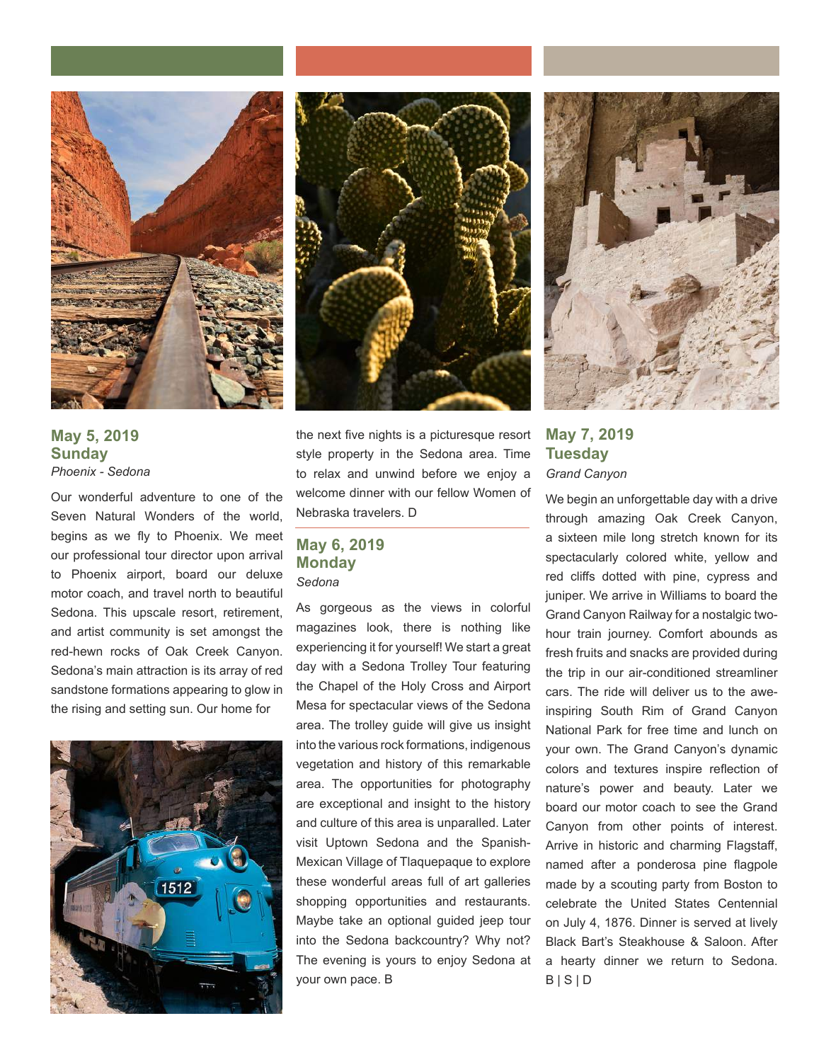## May 5, 2019
## Sunday

*Phoenix - Sedona*

Our wonderful adventure to one of the Seven Natural Wonders of the world, begins as we fly to Phoenix. We meet our professional tour director upon arrival to Phoenix airport, board our deluxe motor coach, and travel north to beautiful Sedona. This upscale resort, retirement, and artist community is set amongst the red-hewn rocks of Oak Creek Canyon. Sedona's main attraction is its array of red sandstone formations appearing to glow in the rising and setting sun. Our home for the next five nights is a picturesque resort style property in the Sedona area. Time to relax and unwind before we enjoy a welcome dinner with our fellow Women of Nebraska travelers. D

## May 6, 2019
## Monday

*Sedona*

As gorgeous as the views in colorful magazines look, there is nothing like experiencing it for yourself! We start a great day with a Sedona Trolley Tour featuring the Chapel of the Holy Cross and Airport Mesa for spectacular views of the Sedona area. The trolley guide will give us insight into the various rock formations, indigenous vegetation and history of this remarkable area. The opportunities for photography are exceptional and insight to the history and culture of this area is unparalled. Later visit Uptown Sedona and the Spanish-Mexican Village of Tlaquepaque to explore these wonderful areas full of art galleries shopping opportunities and restaurants. Maybe take an optional guided jeep tour into the Sedona backcountry? Why not? The evening is yours to enjoy Sedona at your own pace. B

## May 7, 2019
## Tuesday

*Grand Canyon*

We begin an unforgettable day with a drive through amazing Oak Creek Canyon, a sixteen mile long stretch known for its spectacularly colored white, yellow and red cliffs dotted with pine, cypress and juniper. We arrive in Williams to board the Grand Canyon Railway for a nostalgic two-hour train journey. Comfort abounds as fresh fruits and snacks are provided during the trip in our air-conditioned streamliner cars. The ride will deliver us to the awe-inspiring South Rim of Grand Canyon National Park for free time and lunch on your own. The Grand Canyon's dynamic colors and textures inspire reflection of nature's power and beauty. Later we board our motor coach to see the Grand Canyon from other points of interest. Arrive in historic and charming Flagstaff, named after a ponderosa pine flagpole made by a scouting party from Boston to celebrate the United States Centennial on July 4, 1876. Dinner is served at lively Black Bart's Steakhouse & Saloon. After a hearty dinner we return to Sedona. B | S | D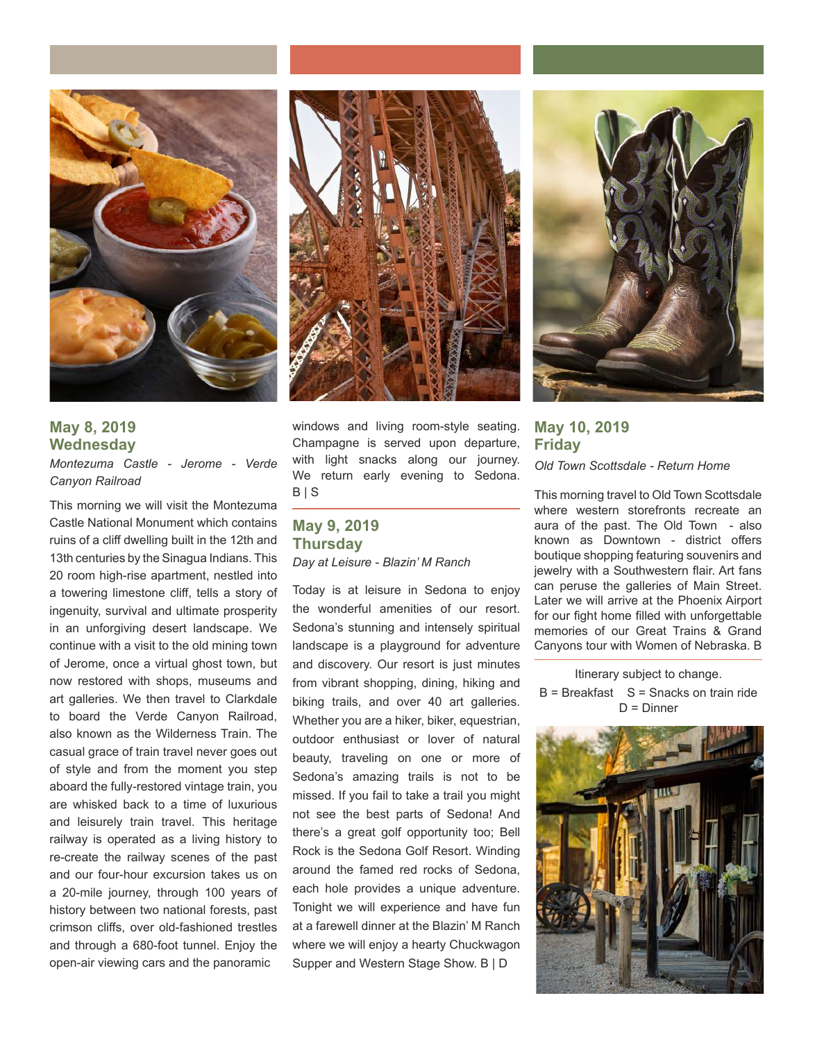## May 8, 2019
## Wednesday

*Montezuma Castle - Jerome - Verde Canyon Railroad*

This morning we will visit the Montezuma Castle National Monument which contains ruins of a cliff dwelling built in the 12th and 13th centuries by the Sinagua Indians. This 20 room high-rise apartment, nestled into a towering limestone cliff, tells a story of ingenuity, survival and ultimate prosperity in an unforgiving desert landscape. We continue with a visit to the old mining town of Jerome, once a virtual ghost town, but now restored with shops, museums and art galleries. We then travel to Clarkdale to board the Verde Canyon Railroad, also known as the Wilderness Train. The casual grace of train travel never goes out of style and from the moment you step aboard the fully-restored vintage train, you are whisked back to a time of luxurious and leisurely train travel. This heritage railway is operated as a living history to re-create the railway scenes of the past and our four-hour excursion takes us on a 20-mile journey, through 100 years of history between two national forests, past crimson cliffs, over old-fashioned trestles and through a 680-foot tunnel. Enjoy the open-air viewing cars and the panoramic windows and living room-style seating. Champagne is served upon departure, with light snacks along our journey. We return early evening to Sedona. B | S

## May 9, 2019
## Thursday

*Day at Leisure - Blazin' M Ranch*

Today is at leisure in Sedona to enjoy the wonderful amenities of our resort. Sedona's stunning and intensely spiritual landscape is a playground for adventure and discovery. Our resort is just minutes from vibrant shopping, dining, hiking and biking trails, and over 40 art galleries. Whether you are a hiker, biker, equestrian, outdoor enthusiast or lover of natural beauty, traveling on one or more of Sedona's amazing trails is not to be missed. If you fail to take a trail you might not see the best parts of Sedona! And there's a great golf opportunity too; Bell Rock is the Sedona Golf Resort. Winding around the famed red rocks of Sedona, each hole provides a unique adventure. Tonight we will experience and have fun at a farewell dinner at the Blazin' M Ranch where we will enjoy a hearty Chuckwagon Supper and Western Stage Show. B | D

## May 10, 2019
## Friday

*Old Town Scottsdale - Return Home*

This morning travel to Old Town Scottsdale where western storefronts recreate an aura of the past. The Old Town - also known as Downtown - district offers boutique shopping featuring souvenirs and jewelry with a Southwestern flair. Art fans can peruse the galleries of Main Street. Later we will arrive at the Phoenix Airport for our fight home filled with unforgettable memories of our Great Trains & Grand Canyons tour with Women of Nebraska. B

Itinerary subject to change.

B = Breakfast S = Snacks on train ride
D = Dinner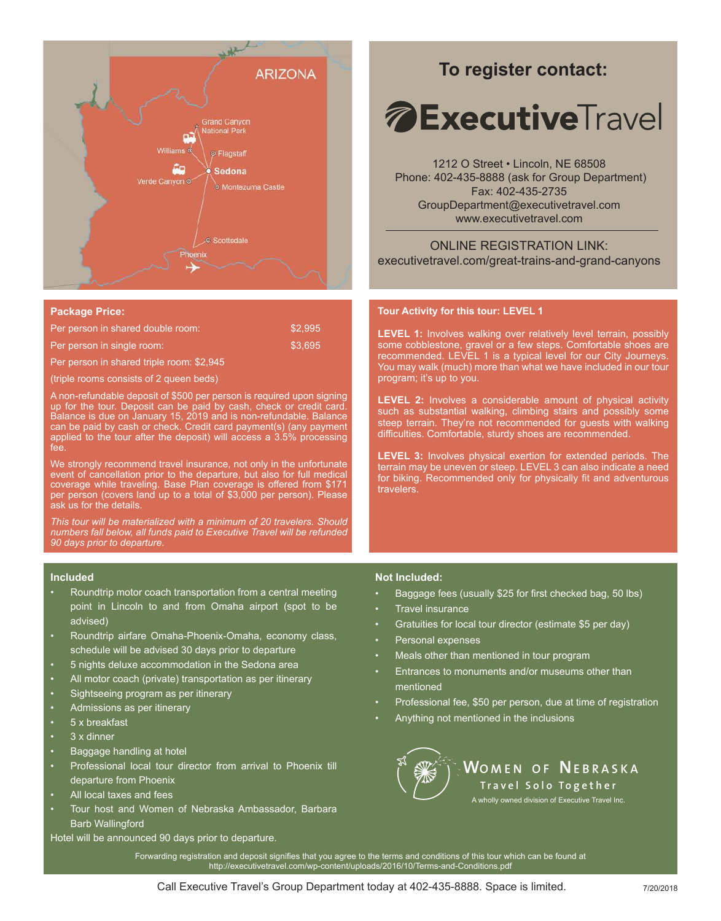ARIZONA

Grand Canyon National Park

Williams

Flagstaff

Sedona

Verde Canyon

Montezuma Castle

Scottsdale

Phoenix

## To register contact:

**ExecutiveTravel**

1212 O Street • Lincoln, NE 68508
Phone: 402-435-8888 (ask for Group Department)
Fax: 402-435-2735
GroupDepartment@executivetravel.com
www.executivetravel.com

ONLINE REGISTRATION LINK:
executivetravel.com/great-trains-and-grand-canyons

### Package Price:

| | |
|---|---|
| Per person in shared double room: | $2,995 |
| Per person in single room: | $3,695 |

Per person in shared triple room: $2,945

(triple rooms consists of 2 queen beds)

A non-refundable deposit of $500 per person is required upon signing up for the tour. Deposit can be paid by cash, check or credit card. Balance is due on January 15, 2019 and is non-refundable. Balance can be paid by cash or check. Credit card payment(s) (any payment applied to the tour after the deposit) will access a 3.5% processing fee.

We strongly recommend travel insurance, not only in the unfortunate event of cancellation prior to the departure, but also for full medical coverage while traveling. Base Plan coverage is offered from $171 per person (covers land up to a total of $3,000 per person). Please ask us for the details.

*This tour will be materialized with a minimum of 20 travelers. Should numbers fall below, all funds paid to Executive Travel will be refunded 90 days prior to departure.*

### Tour Activity for this tour: LEVEL 1

**LEVEL 1:** Involves walking over relatively level terrain, possibly some cobblestone, gravel or a few steps. Comfortable shoes are recommended. LEVEL 1 is a typical level for our City Journeys. You may walk (much) more than what we have included in our tour program; it's up to you.

**LEVEL 2:** Involves a considerable amount of physical activity such as substantial walking, climbing stairs and possibly some steep terrain. They're not recommended for guests with walking difficulties. Comfortable, sturdy shoes are recommended.

**LEVEL 3:** Involves physical exertion for extended periods. The terrain may be uneven or steep. LEVEL 3 can also indicate a need for biking. Recommended only for physically fit and adventurous travelers.

### Included

- Roundtrip motor coach transportation from a central meeting point in Lincoln to and from Omaha airport (spot to be advised)
- Roundtrip airfare Omaha-Phoenix-Omaha, economy class, schedule will be advised 30 days prior to departure
- 5 nights deluxe accommodation in the Sedona area
- All motor coach (private) transportation as per itinerary
- Sightseeing program as per itinerary
- Admissions as per itinerary
- 5 x breakfast
- 3 x dinner
- Baggage handling at hotel
- Professional local tour director from arrival to Phoenix till departure from Phoenix
- All local taxes and fees
- Tour host and Women of Nebraska Ambassador, Barbara Barb Wallingford

Hotel will be announced 90 days prior to departure.

### Not Included:

- Baggage fees (usually $25 for first checked bag, 50 lbs)
- Travel insurance
- Gratuities for local tour director (estimate $5 per day)
- Personal expenses
- Meals other than mentioned in tour program
- Entrances to monuments and/or museums other than mentioned
- Professional fee, $50 per person, due at time of registration
- Anything not mentioned in the inclusions

WOMEN OF NEBRASKA
Travel Solo Together
A wholly owned division of Executive Travel Inc.

Forwarding registration and deposit signifies that you agree to the terms and conditions of this tour which can be found at http://executivetravel.com/wp-content/uploads/2016/10/Terms-and-Conditions.pdf

Call Executive Travel's Group Department today at 402-435-8888. Space is limited.

7/20/2018